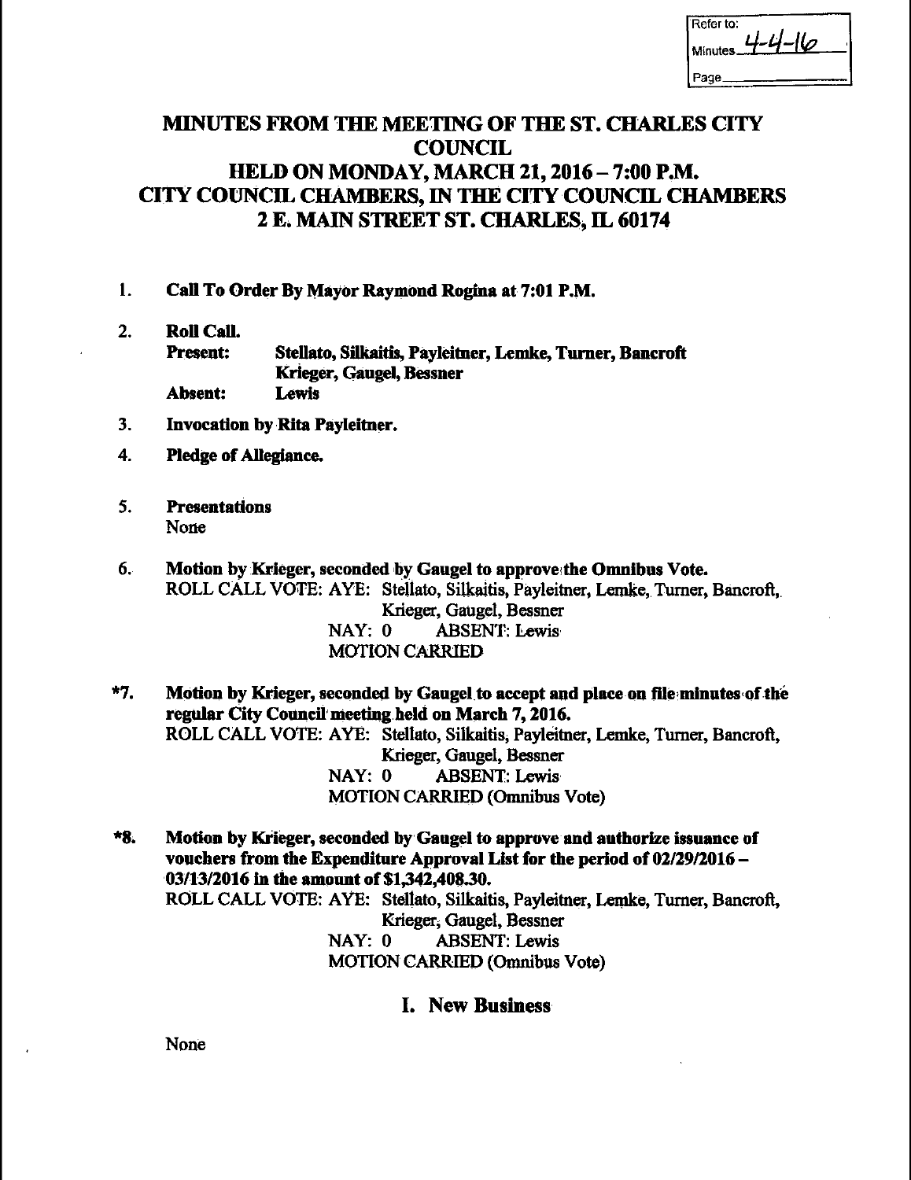| Refer to: |
|---|
| Minutes 4-4-16 |
| Page |

# MINUTES FROM THE MEETING OF THE ST. CHARLES CITY COUNCIL HELD ON MONDAY, MARCH 21, 2016 – 7:00 P.M. CITY COUNCIL CHAMBERS, IN THE CITY COUNCIL CHAMBERS 2 E. MAIN STREET ST. CHARLES, IL 60174

1. **Call To Order By Mayor Raymond Rogina at 7:01 P.M.**

2. **Roll Call.**
   **Present:** **Stellato, Silkaitis, Payleitner, Lemke, Turner, Bancroft Krieger, Gaugel, Bessner**
   **Absent:** **Lewis**

3. **Invocation by Rita Payleitner.**

4. **Pledge of Allegiance.**

5. **Presentations**
   None

6. **Motion by Krieger, seconded by Gaugel to approve the Omnibus Vote.**
   ROLL CALL VOTE: AYE: Stellato, Silkaitis, Payleitner, Lemke, Turner, Bancroft, Krieger, Gaugel, Bessner
   NAY: 0 ABSENT: Lewis
   MOTION CARRIED

*7. **Motion by Krieger, seconded by Gaugel to accept and place on file minutes of the regular City Council meeting held on March 7, 2016.**
   ROLL CALL VOTE: AYE: Stellato, Silkaitis, Payleitner, Lemke, Turner, Bancroft, Krieger, Gaugel, Bessner
   NAY: 0 ABSENT: Lewis
   MOTION CARRIED (Omnibus Vote)

*8. **Motion by Krieger, seconded by Gaugel to approve and authorize issuance of vouchers from the Expenditure Approval List for the period of 02/29/2016 – 03/13/2016 in the amount of $1,342,408.30.**
   ROLL CALL VOTE: AYE: Stellato, Silkaitis, Payleitner, Lemke, Turner, Bancroft, Krieger, Gaugel, Bessner
   NAY: 0 ABSENT: Lewis
   MOTION CARRIED (Omnibus Vote)

## I. New Business

None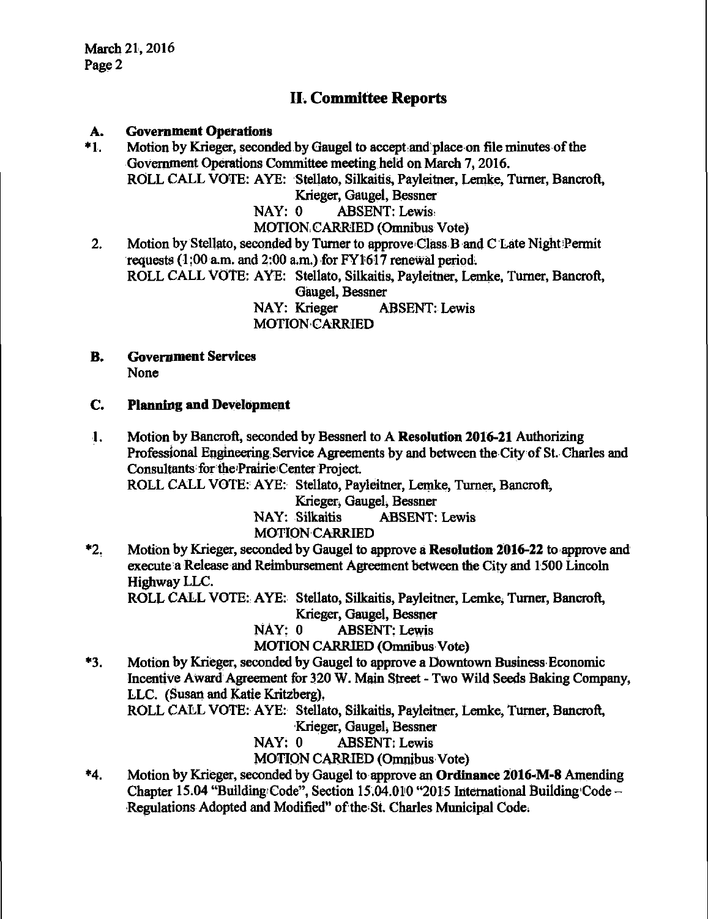## II. Committee Reports

### A. Government Operations

*1. Motion by Krieger, seconded by Gaugel to accept and place on file minutes of the Government Operations Committee meeting held on March 7, 2016.
ROLL CALL VOTE: AYE: Stellato, Silkaitis, Payleitner, Lemke, Turner, Bancroft, Krieger, Gaugel, Bessner
NAY: 0 ABSENT: Lewis
MOTION CARRIED (Omnibus Vote)

2. Motion by Stellato, seconded by Turner to approve Class B and C Late Night Permit requests (1;00 a.m. and 2:00 a.m.) for FY1617 renewal period.
ROLL CALL VOTE: AYE: Stellato, Silkaitis, Payleitner, Lemke, Turner, Bancroft, Gaugel, Bessner
NAY: Krieger ABSENT: Lewis
MOTION CARRIED

### B. Government Services

None

### C. Planning and Development

1. Motion by Bancroft, seconded by Bessnerl to A **Resolution 2016-21** Authorizing Professional Engineering Service Agreements by and between the City of St. Charles and Consultants for the Prairie Center Project.
ROLL CALL VOTE: AYE: Stellato, Payleitner, Lemke, Turner, Bancroft, Krieger, Gaugel, Bessner
NAY: Silkaitis ABSENT: Lewis
MOTION CARRIED

*2. Motion by Krieger, seconded by Gaugel to approve a **Resolution 2016-22** to approve and execute a Release and Reimbursement Agreement between the City and 1500 Lincoln Highway LLC.
ROLL CALL VOTE: AYE: Stellato, Silkaitis, Payleitner, Lemke, Turner, Bancroft, Krieger, Gaugel, Bessner
NAY: 0 ABSENT: Lewis
MOTION CARRIED (Omnibus Vote)

*3. Motion by Krieger, seconded by Gaugel to approve a Downtown Business Economic Incentive Award Agreement for 320 W. Main Street - Two Wild Seeds Baking Company, LLC. (Susan and Katie Kritzberg).
ROLL CALL VOTE: AYE: Stellato, Silkaitis, Payleitner, Lemke, Turner, Bancroft, Krieger, Gaugel, Bessner
NAY: 0 ABSENT: Lewis
MOTION CARRIED (Omnibus Vote)

*4. Motion by Krieger, seconded by Gaugel to approve an **Ordinance 2016-M-8** Amending Chapter 15.04 "Building Code", Section 15.04.010 "2015 International Building Code – Regulations Adopted and Modified" of the St. Charles Municipal Code.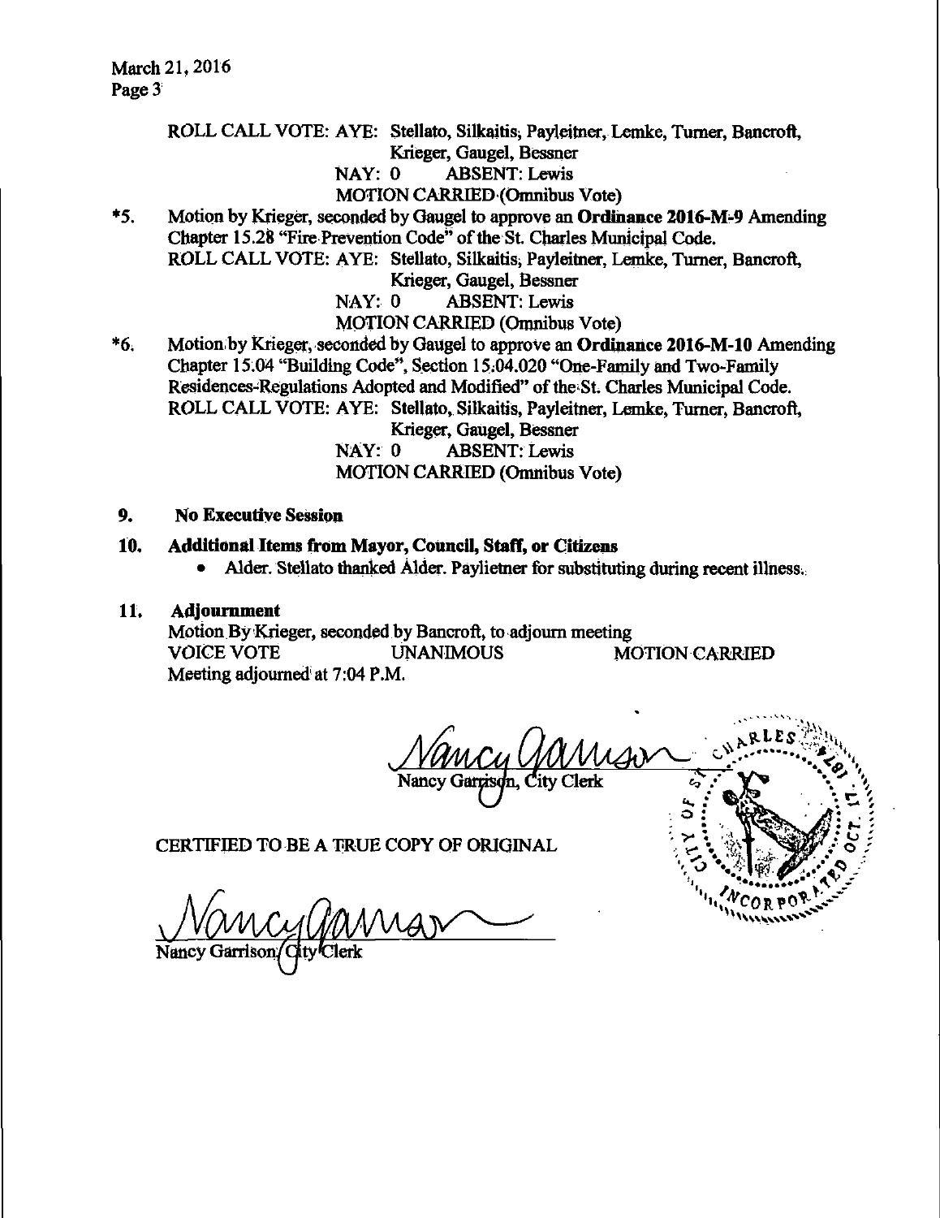ROLL CALL VOTE: AYE: Stellato, Silkaitis, Payleitner, Lemke, Turner, Bancroft, Krieger, Gaugel, Bessner
NAY: 0 ABSENT: Lewis
MOTION CARRIED (Omnibus Vote)

*5. Motion by Krieger, seconded by Gaugel to approve an **Ordinance 2016-M-9** Amending Chapter 15.28 "Fire Prevention Code" of the St. Charles Municipal Code.
ROLL CALL VOTE: AYE: Stellato, Silkaitis, Payleitner, Lemke, Turner, Bancroft, Krieger, Gaugel, Bessner
NAY: 0 ABSENT: Lewis
MOTION CARRIED (Omnibus Vote)

*6. Motion by Krieger, seconded by Gaugel to approve an **Ordinance 2016-M-10** Amending Chapter 15.04 "Building Code", Section 15.04.020 "One-Family and Two-Family Residences-Regulations Adopted and Modified" of the St. Charles Municipal Code.
ROLL CALL VOTE: AYE: Stellato, Silkaitis, Payleitner, Lemke, Turner, Bancroft, Krieger, Gaugel, Bessner
NAY: 0 ABSENT: Lewis
MOTION CARRIED (Omnibus Vote)

**9. No Executive Session**

**10. Additional Items from Mayor, Council, Staff, or Citizens**

- Alder. Stellato thanked Alder. Paylietner for substituting during recent illness.

**11. Adjournment**

Motion By Krieger, seconded by Bancroft, to adjourn meeting
VOICE VOTE UNANIMOUS MOTION CARRIED
Meeting adjourned at 7:04 P.M.

Nancy Garrison, City Clerk

CERTIFIED TO BE A TRUE COPY OF ORIGINAL

Nancy Garrison, City Clerk